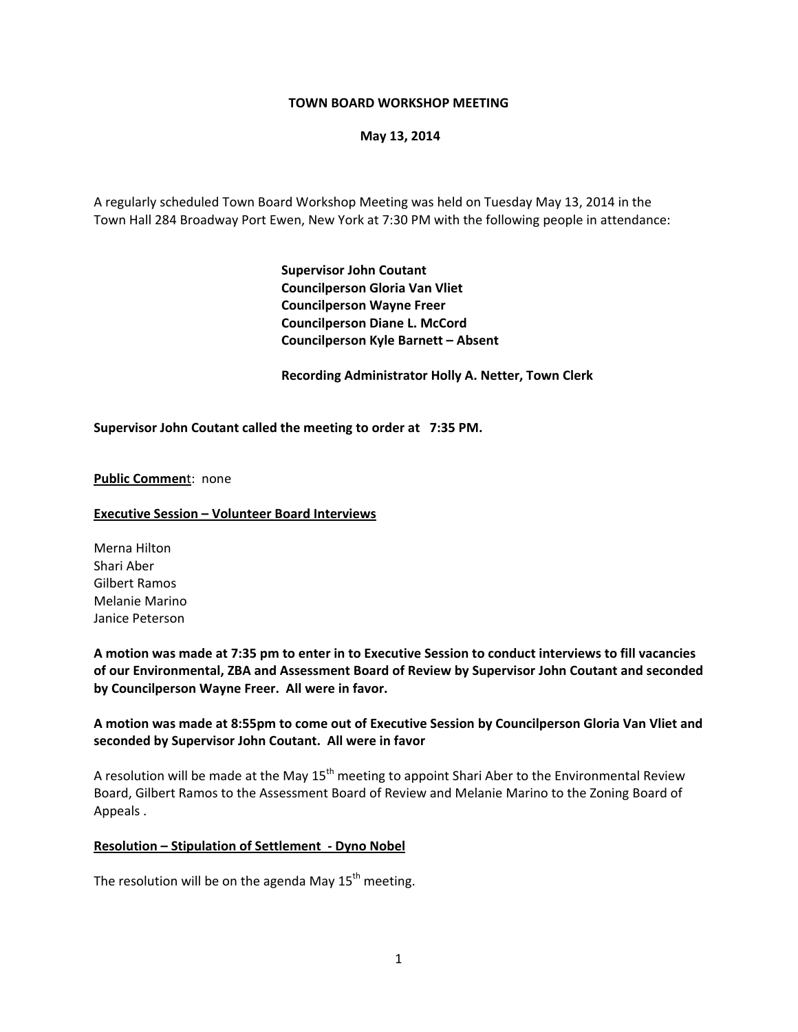**TOWN BOARD WORKSHOP MEETING**

**May 13, 2014**

A regularly scheduled Town Board Workshop Meeting was held on Tuesday May 13, 2014 in the Town Hall 284 Broadway Port Ewen, New York at 7:30 PM with the following people in attendance:

**Supervisor John Coutant**
**Councilperson Gloria Van Vliet**
**Councilperson Wayne Freer**
**Councilperson Diane L. McCord**
**Councilperson Kyle Barnett – Absent**

**Recording Administrator Holly A. Netter, Town Clerk**

**Supervisor John Coutant called the meeting to order at 7:35 PM.**

**Public Commen**t: none

**Executive Session – Volunteer Board Interviews**

Merna Hilton
Shari Aber
Gilbert Ramos
Melanie Marino
Janice Peterson

**A motion was made at 7:35 pm to enter in to Executive Session to conduct interviews to fill vacancies of our Environmental, ZBA and Assessment Board of Review by Supervisor John Coutant and seconded by Councilperson Wayne Freer. All were in favor.**

**A motion was made at 8:55pm to come out of Executive Session by Councilperson Gloria Van Vliet and seconded by Supervisor John Coutant. All were in favor**

A resolution will be made at the May 15th meeting to appoint Shari Aber to the Environmental Review Board, Gilbert Ramos to the Assessment Board of Review and Melanie Marino to the Zoning Board of Appeals .

**Resolution – Stipulation of Settlement - Dyno Nobel**

The resolution will be on the agenda May 15th meeting.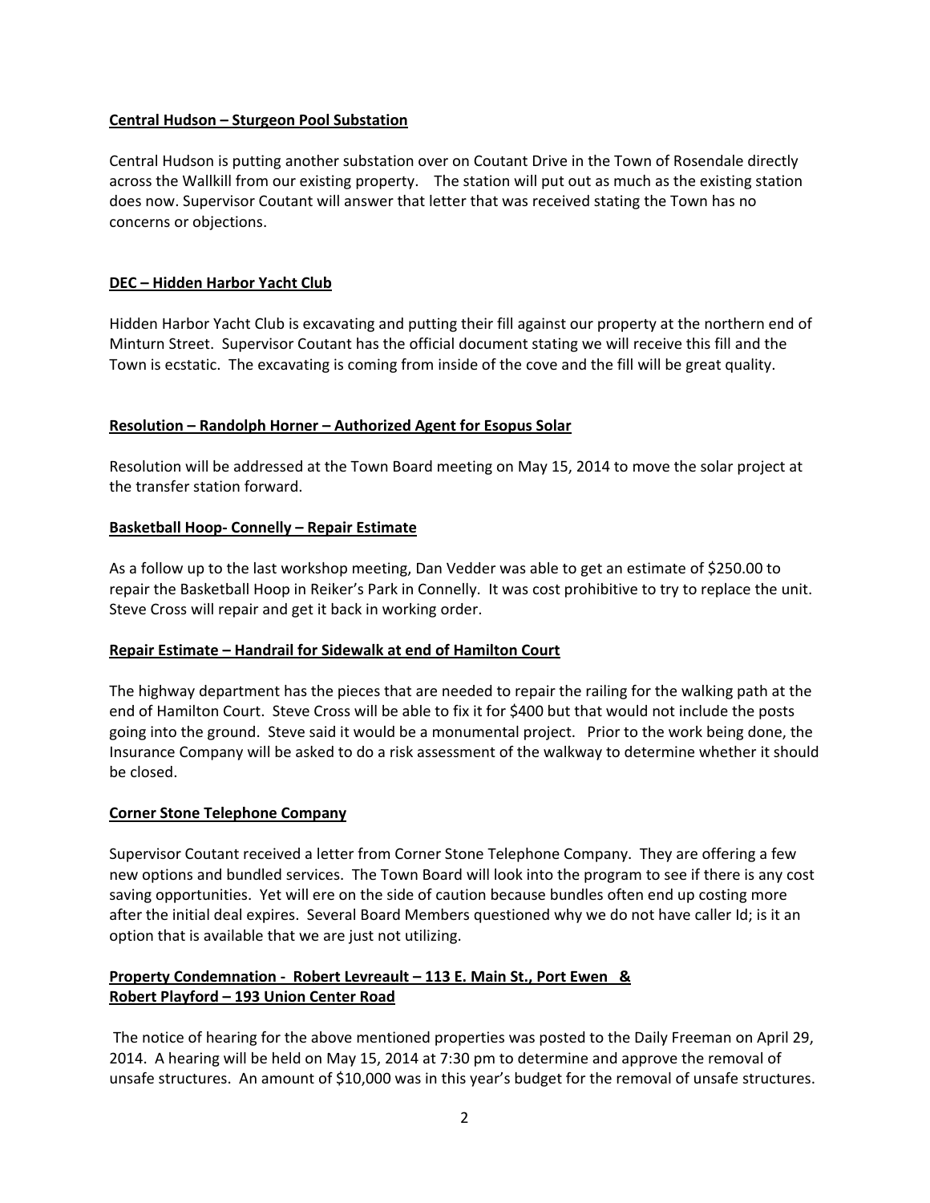**<u>Central Hudson – Sturgeon Pool Substation</u>**

Central Hudson is putting another substation over on Coutant Drive in the Town of Rosendale directly across the Wallkill from our existing property. The station will put out as much as the existing station does now. Supervisor Coutant will answer that letter that was received stating the Town has no concerns or objections.

**<u>DEC – Hidden Harbor Yacht Club</u>**

Hidden Harbor Yacht Club is excavating and putting their fill against our property at the northern end of Minturn Street. Supervisor Coutant has the official document stating we will receive this fill and the Town is ecstatic. The excavating is coming from inside of the cove and the fill will be great quality.

**<u>Resolution – Randolph Horner – Authorized Agent for Esopus Solar</u>**

Resolution will be addressed at the Town Board meeting on May 15, 2014 to move the solar project at the transfer station forward.

**<u>Basketball Hoop- Connelly – Repair Estimate</u>**

As a follow up to the last workshop meeting, Dan Vedder was able to get an estimate of $250.00 to repair the Basketball Hoop in Reiker's Park in Connelly. It was cost prohibitive to try to replace the unit. Steve Cross will repair and get it back in working order.

**<u>Repair Estimate – Handrail for Sidewalk at end of Hamilton Court</u>**

The highway department has the pieces that are needed to repair the railing for the walking path at the end of Hamilton Court. Steve Cross will be able to fix it for $400 but that would not include the posts going into the ground. Steve said it would be a monumental project. Prior to the work being done, the Insurance Company will be asked to do a risk assessment of the walkway to determine whether it should be closed.

**<u>Corner Stone Telephone Company</u>**

Supervisor Coutant received a letter from Corner Stone Telephone Company. They are offering a few new options and bundled services. The Town Board will look into the program to see if there is any cost saving opportunities. Yet will ere on the side of caution because bundles often end up costing more after the initial deal expires. Several Board Members questioned why we do not have caller Id; is it an option that is available that we are just not utilizing.

**<u>Property Condemnation - Robert Levreault – 113 E. Main St., Port Ewen &</u>**
**<u>Robert Playford – 193 Union Center Road</u>**

The notice of hearing for the above mentioned properties was posted to the Daily Freeman on April 29, 2014. A hearing will be held on May 15, 2014 at 7:30 pm to determine and approve the removal of unsafe structures. An amount of $10,000 was in this year's budget for the removal of unsafe structures.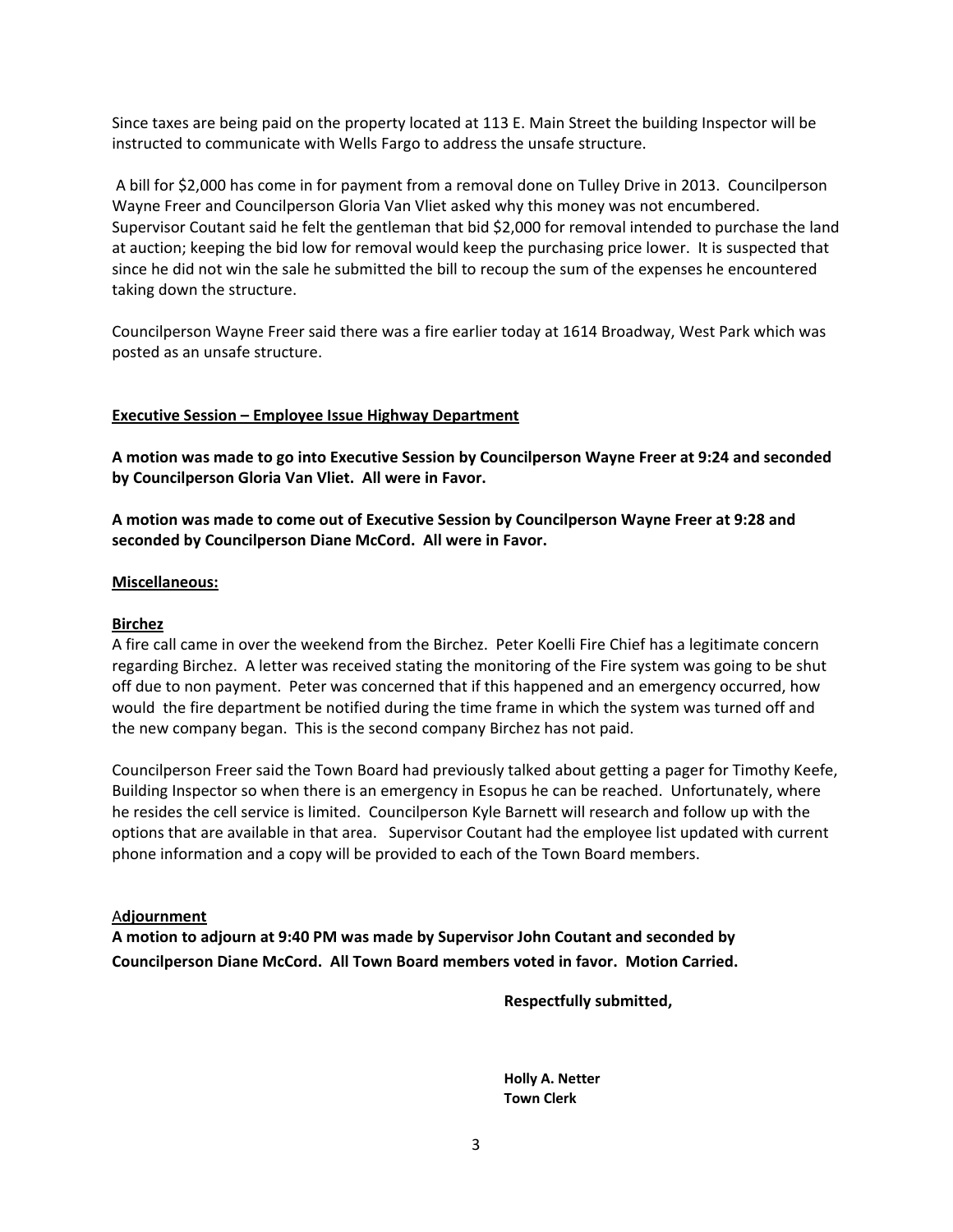Since taxes are being paid on the property located at 113 E. Main Street the building Inspector will be instructed to communicate with Wells Fargo to address the unsafe structure.

A bill for $2,000 has come in for payment from a removal done on Tulley Drive in 2013. Councilperson Wayne Freer and Councilperson Gloria Van Vliet asked why this money was not encumbered. Supervisor Coutant said he felt the gentleman that bid $2,000 for removal intended to purchase the land at auction; keeping the bid low for removal would keep the purchasing price lower. It is suspected that since he did not win the sale he submitted the bill to recoup the sum of the expenses he encountered taking down the structure.

Councilperson Wayne Freer said there was a fire earlier today at 1614 Broadway, West Park which was posted as an unsafe structure.

**Executive Session – Employee Issue Highway Department**

**A motion was made to go into Executive Session by Councilperson Wayne Freer at 9:24 and seconded by Councilperson Gloria Van Vliet. All were in Favor.**

**A motion was made to come out of Executive Session by Councilperson Wayne Freer at 9:28 and seconded by Councilperson Diane McCord. All were in Favor.**

**Miscellaneous:**

**Birchez**

A fire call came in over the weekend from the Birchez. Peter Koelli Fire Chief has a legitimate concern regarding Birchez. A letter was received stating the monitoring of the Fire system was going to be shut off due to non payment. Peter was concerned that if this happened and an emergency occurred, how would the fire department be notified during the time frame in which the system was turned off and the new company began. This is the second company Birchez has not paid.

Councilperson Freer said the Town Board had previously talked about getting a pager for Timothy Keefe, Building Inspector so when there is an emergency in Esopus he can be reached. Unfortunately, where he resides the cell service is limited. Councilperson Kyle Barnett will research and follow up with the options that are available in that area. Supervisor Coutant had the employee list updated with current phone information and a copy will be provided to each of the Town Board members.

**Adjournment**

**A motion to adjourn at 9:40 PM was made by Supervisor John Coutant and seconded by Councilperson Diane McCord. All Town Board members voted in favor. Motion Carried.**

**Respectfully submitted,**

**Holly A. Netter**
**Town Clerk**